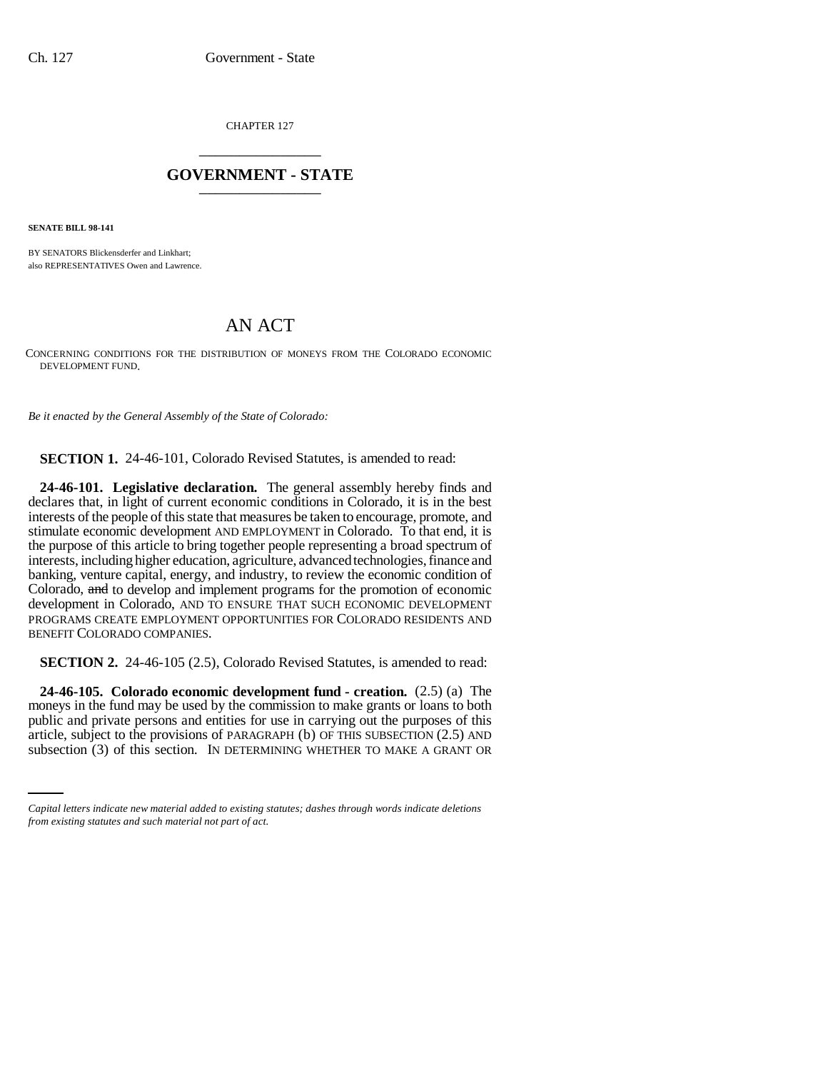CHAPTER 127

# GOVERNMENT - STATE

**SENATE BILL 98-141**

BY SENATORS Blickensderfer and Linkhart;
also REPRESENTATIVES Owen and Lawrence.

# AN ACT

CONCERNING CONDITIONS FOR THE DISTRIBUTION OF MONEYS FROM THE COLORADO ECONOMIC DEVELOPMENT FUND.

*Be it enacted by the General Assembly of the State of Colorado:*

**SECTION 1.** 24-46-101, Colorado Revised Statutes, is amended to read:

**24-46-101. Legislative declaration.** The general assembly hereby finds and declares that, in light of current economic conditions in Colorado, it is in the best interests of the people of this state that measures be taken to encourage, promote, and stimulate economic development AND EMPLOYMENT in Colorado. To that end, it is the purpose of this article to bring together people representing a broad spectrum of interests, including higher education, agriculture, advanced technologies, finance and banking, venture capital, energy, and industry, to review the economic condition of Colorado, ~~and~~ to develop and implement programs for the promotion of economic development in Colorado, AND TO ENSURE THAT SUCH ECONOMIC DEVELOPMENT PROGRAMS CREATE EMPLOYMENT OPPORTUNITIES FOR COLORADO RESIDENTS AND BENEFIT COLORADO COMPANIES.

**SECTION 2.** 24-46-105 (2.5), Colorado Revised Statutes, is amended to read:

**24-46-105. Colorado economic development fund - creation.** (2.5) (a) The moneys in the fund may be used by the commission to make grants or loans to both public and private persons and entities for use in carrying out the purposes of this article, subject to the provisions of PARAGRAPH (b) OF THIS SUBSECTION (2.5) AND subsection (3) of this section. IN DETERMINING WHETHER TO MAKE A GRANT OR

*Capital letters indicate new material added to existing statutes; dashes through words indicate deletions from existing statutes and such material not part of act.*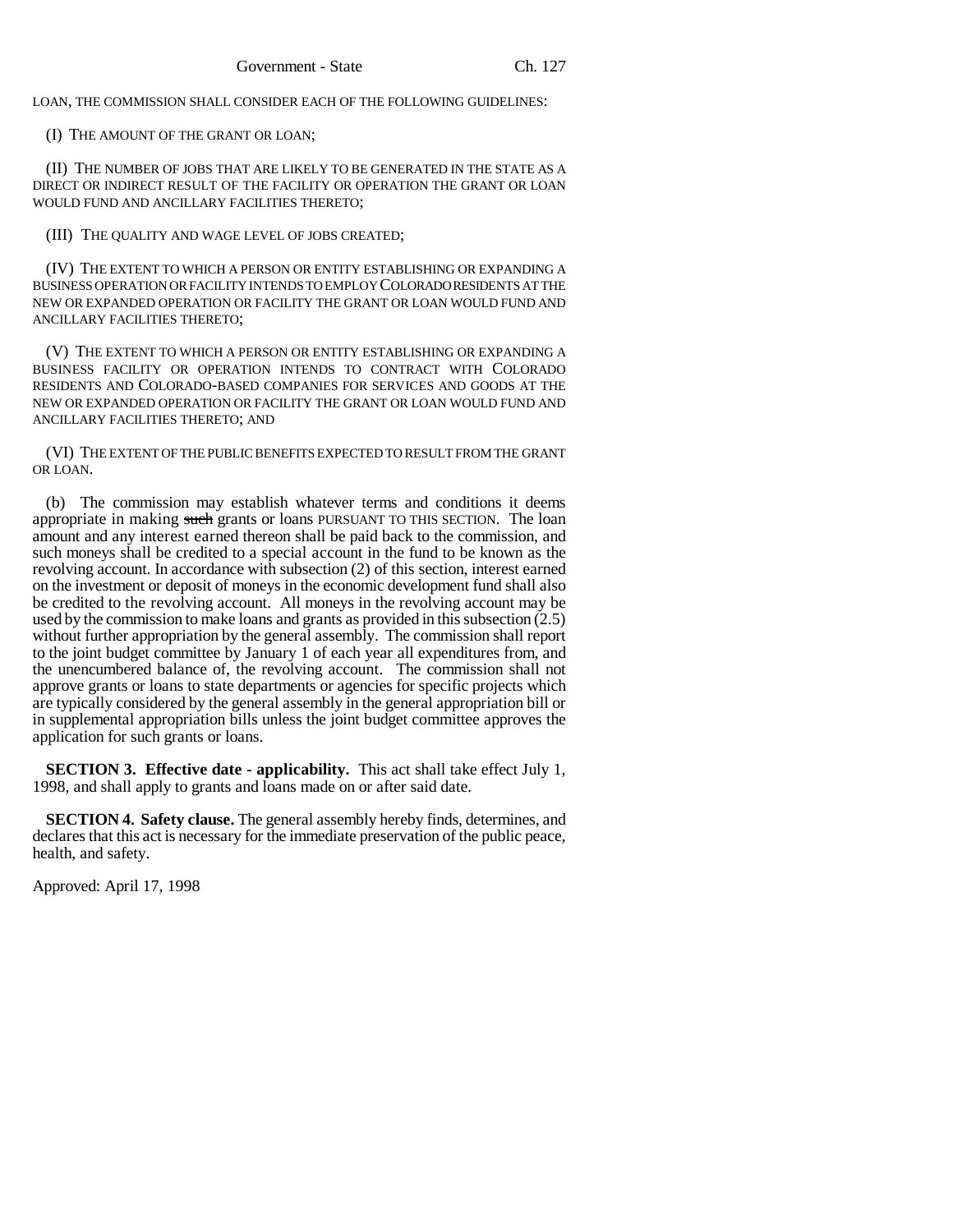LOAN, THE COMMISSION SHALL CONSIDER EACH OF THE FOLLOWING GUIDELINES:

(I) THE AMOUNT OF THE GRANT OR LOAN;

(II) THE NUMBER OF JOBS THAT ARE LIKELY TO BE GENERATED IN THE STATE AS A DIRECT OR INDIRECT RESULT OF THE FACILITY OR OPERATION THE GRANT OR LOAN WOULD FUND AND ANCILLARY FACILITIES THERETO;

(III) THE QUALITY AND WAGE LEVEL OF JOBS CREATED;

(IV) THE EXTENT TO WHICH A PERSON OR ENTITY ESTABLISHING OR EXPANDING A BUSINESS OPERATION OR FACILITY INTENDS TO EMPLOY COLORADO RESIDENTS AT THE NEW OR EXPANDED OPERATION OR FACILITY THE GRANT OR LOAN WOULD FUND AND ANCILLARY FACILITIES THERETO;

(V) THE EXTENT TO WHICH A PERSON OR ENTITY ESTABLISHING OR EXPANDING A BUSINESS FACILITY OR OPERATION INTENDS TO CONTRACT WITH COLORADO RESIDENTS AND COLORADO-BASED COMPANIES FOR SERVICES AND GOODS AT THE NEW OR EXPANDED OPERATION OR FACILITY THE GRANT OR LOAN WOULD FUND AND ANCILLARY FACILITIES THERETO; AND

(VI) THE EXTENT OF THE PUBLIC BENEFITS EXPECTED TO RESULT FROM THE GRANT OR LOAN.

(b) The commission may establish whatever terms and conditions it deems appropriate in making ~~such~~ grants or loans PURSUANT TO THIS SECTION. The loan amount and any interest earned thereon shall be paid back to the commission, and such moneys shall be credited to a special account in the fund to be known as the revolving account. In accordance with subsection (2) of this section, interest earned on the investment or deposit of moneys in the economic development fund shall also be credited to the revolving account. All moneys in the revolving account may be used by the commission to make loans and grants as provided in this subsection (2.5) without further appropriation by the general assembly. The commission shall report to the joint budget committee by January 1 of each year all expenditures from, and the unencumbered balance of, the revolving account. The commission shall not approve grants or loans to state departments or agencies for specific projects which are typically considered by the general assembly in the general appropriation bill or in supplemental appropriation bills unless the joint budget committee approves the application for such grants or loans.

**SECTION 3. Effective date - applicability.** This act shall take effect July 1, 1998, and shall apply to grants and loans made on or after said date.

**SECTION 4. Safety clause.** The general assembly hereby finds, determines, and declares that this act is necessary for the immediate preservation of the public peace, health, and safety.

Approved: April 17, 1998